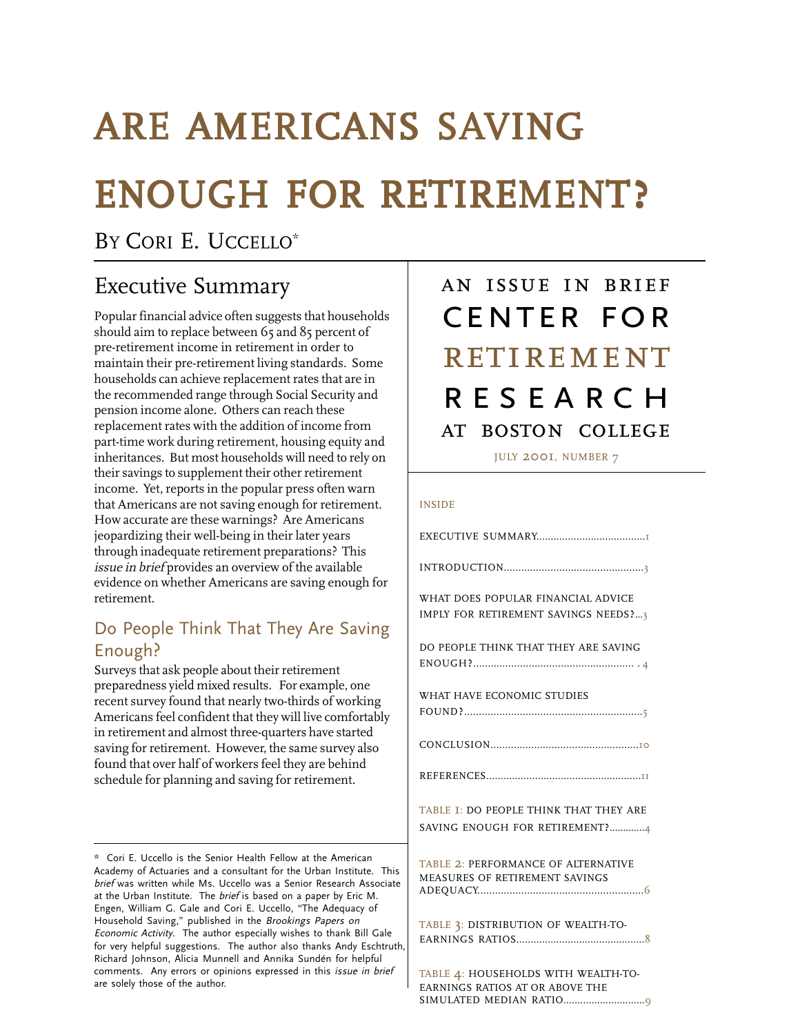# ARE AMERICANS SAVING ENOUGH FOR RETIREMENT?

By Cori E. Uccello*

AN ISSUE IN BRIEF

CENTER FOR RETIREMENT RESEARCH AT BOSTON COLLEGE

JULY 2001, NUMBER 7

## Executive Summary

Popular financial advice often suggests that households should aim to replace between 65 and 85 percent of pre-retirement income in retirement in order to maintain their pre-retirement living standards. Some households can achieve replacement rates that are in the recommended range through Social Security and pension income alone. Others can reach these replacement rates with the addition of income from part-time work during retirement, housing equity and inheritances. But most households will need to rely on their savings to supplement their other retirement income. Yet, reports in the popular press often warn that Americans are not saving enough for retirement. How accurate are these warnings? Are Americans jeopardizing their well-being in their later years through inadequate retirement preparations? This *issue in brief* provides an overview of the available evidence on whether Americans are saving enough for retirement.

### Do People Think That They Are Saving Enough?

Surveys that ask people about their retirement preparedness yield mixed results. For example, one recent survey found that nearly two-thirds of working Americans feel confident that they will live comfortably in retirement and almost three-quarters have started saving for retirement. However, the same survey also found that over half of workers feel they are behind schedule for planning and saving for retirement.

INSIDE

- EXECUTIVE SUMMARY......1
- INTRODUCTION......3
- WHAT DOES POPULAR FINANCIAL ADVICE IMPLY FOR RETIREMENT SAVINGS NEEDS?...3
- DO PEOPLE THINK THAT THEY ARE SAVING ENOUGH?......4
- WHAT HAVE ECONOMIC STUDIES FOUND?......5
- CONCLUSION......10
- REFERENCES......11
- TABLE 1: DO PEOPLE THINK THAT THEY ARE SAVING ENOUGH FOR RETIREMENT?......4
- TABLE 2: PERFORMANCE OF ALTERNATIVE MEASURES OF RETIREMENT SAVINGS ADEQUACY......6
- TABLE 3: DISTRIBUTION OF WEALTH-TO-EARNINGS RATIOS......8
- TABLE 4: HOUSEHOLDS WITH WEALTH-TO-EARNINGS RATIOS AT OR ABOVE THE SIMULATED MEDIAN RATIO......9

\* Cori E. Uccello is the Senior Health Fellow at the American Academy of Actuaries and a consultant for the Urban Institute. This *brief* was written while Ms. Uccello was a Senior Research Associate at the Urban Institute. The *brief* is based on a paper by Eric M. Engen, William G. Gale and Cori E. Uccello, "The Adequacy of Household Saving," published in the *Brookings Papers on Economic Activity*. The author especially wishes to thank Bill Gale for very helpful suggestions. The author also thanks Andy Eschtruth, Richard Johnson, Alicia Munnell and Annika Sundén for helpful comments. Any errors or opinions expressed in this *issue in brief* are solely those of the author.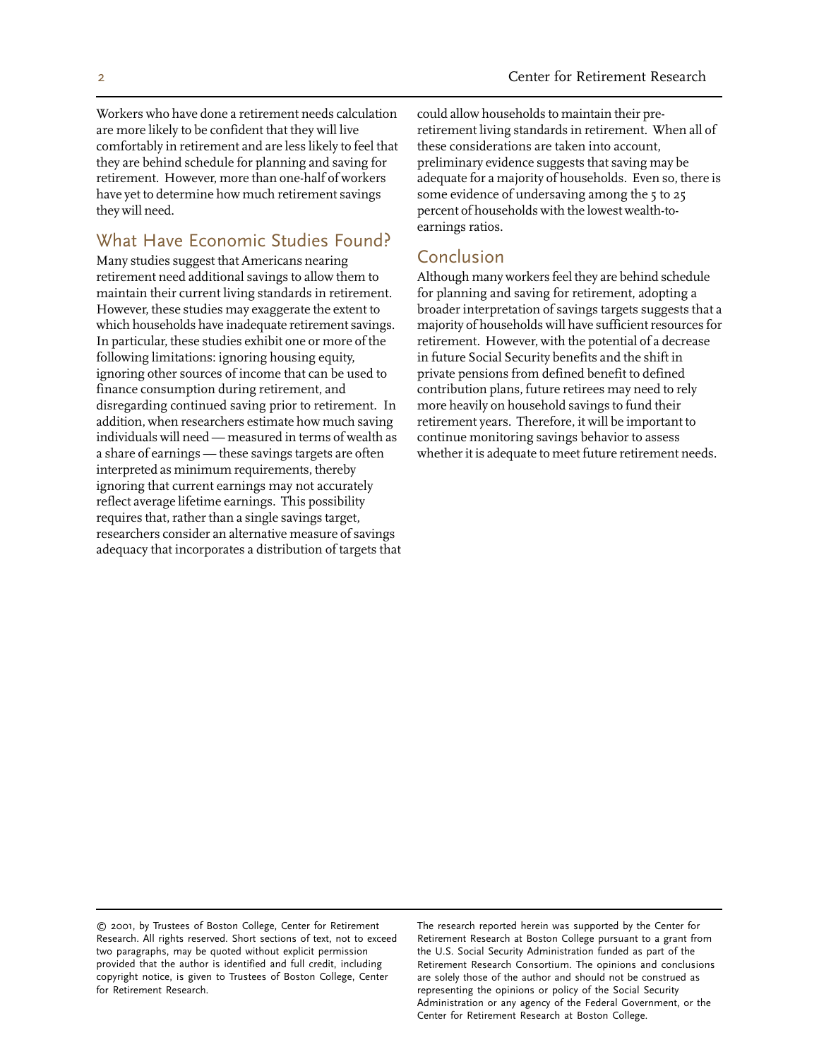Workers who have done a retirement needs calculation are more likely to be confident that they will live comfortably in retirement and are less likely to feel that they are behind schedule for planning and saving for retirement. However, more than one-half of workers have yet to determine how much retirement savings they will need.

## What Have Economic Studies Found?

Many studies suggest that Americans nearing retirement need additional savings to allow them to maintain their current living standards in retirement. However, these studies may exaggerate the extent to which households have inadequate retirement savings. In particular, these studies exhibit one or more of the following limitations: ignoring housing equity, ignoring other sources of income that can be used to finance consumption during retirement, and disregarding continued saving prior to retirement. In addition, when researchers estimate how much saving individuals will need — measured in terms of wealth as a share of earnings — these savings targets are often interpreted as minimum requirements, thereby ignoring that current earnings may not accurately reflect average lifetime earnings. This possibility requires that, rather than a single savings target, researchers consider an alternative measure of savings adequacy that incorporates a distribution of targets that could allow households to maintain their pre-retirement living standards in retirement. When all of these considerations are taken into account, preliminary evidence suggests that saving may be adequate for a majority of households. Even so, there is some evidence of undersaving among the 5 to 25 percent of households with the lowest wealth-to-earnings ratios.

## Conclusion

Although many workers feel they are behind schedule for planning and saving for retirement, adopting a broader interpretation of savings targets suggests that a majority of households will have sufficient resources for retirement. However, with the potential of a decrease in future Social Security benefits and the shift in private pensions from defined benefit to defined contribution plans, future retirees may need to rely more heavily on household savings to fund their retirement years. Therefore, it will be important to continue monitoring savings behavior to assess whether it is adequate to meet future retirement needs.

© 2001, by Trustees of Boston College, Center for Retirement Research. All rights reserved. Short sections of text, not to exceed two paragraphs, may be quoted without explicit permission provided that the author is identified and full credit, including copyright notice, is given to Trustees of Boston College, Center for Retirement Research.

The research reported herein was supported by the Center for Retirement Research at Boston College pursuant to a grant from the U.S. Social Security Administration funded as part of the Retirement Research Consortium. The opinions and conclusions are solely those of the author and should not be construed as representing the opinions or policy of the Social Security Administration or any agency of the Federal Government, or the Center for Retirement Research at Boston College.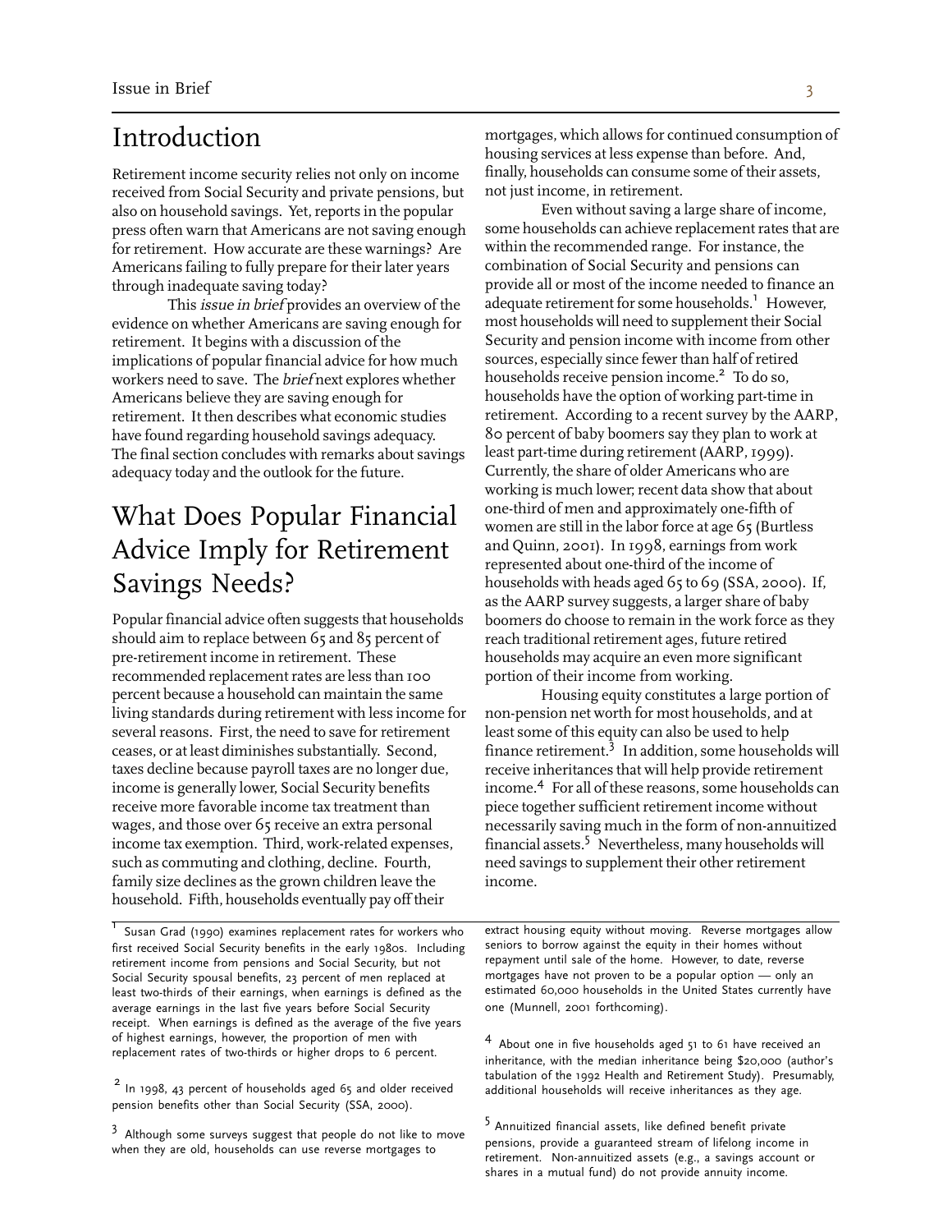## Introduction

Retirement income security relies not only on income received from Social Security and private pensions, but also on household savings. Yet, reports in the popular press often warn that Americans are not saving enough for retirement. How accurate are these warnings? Are Americans failing to fully prepare for their later years through inadequate saving today?

This *issue in brief* provides an overview of the evidence on whether Americans are saving enough for retirement. It begins with a discussion of the implications of popular financial advice for how much workers need to save. The *brief* next explores whether Americans believe they are saving enough for retirement. It then describes what economic studies have found regarding household savings adequacy. The final section concludes with remarks about savings adequacy today and the outlook for the future.

## What Does Popular Financial Advice Imply for Retirement Savings Needs?

Popular financial advice often suggests that households should aim to replace between 65 and 85 percent of pre-retirement income in retirement. These recommended replacement rates are less than 100 percent because a household can maintain the same living standards during retirement with less income for several reasons. First, the need to save for retirement ceases, or at least diminishes substantially. Second, taxes decline because payroll taxes are no longer due, income is generally lower, Social Security benefits receive more favorable income tax treatment than wages, and those over 65 receive an extra personal income tax exemption. Third, work-related expenses, such as commuting and clothing, decline. Fourth, family size declines as the grown children leave the household. Fifth, households eventually pay off their mortgages, which allows for continued consumption of housing services at less expense than before. And, finally, households can consume some of their assets, not just income, in retirement.

Even without saving a large share of income, some households can achieve replacement rates that are within the recommended range. For instance, the combination of Social Security and pensions can provide all or most of the income needed to finance an adequate retirement for some households.[1] However, most households will need to supplement their Social Security and pension income with income from other sources, especially since fewer than half of retired households receive pension income.[2] To do so, households have the option of working part-time in retirement. According to a recent survey by the AARP, 80 percent of baby boomers say they plan to work at least part-time during retirement (AARP, 1999). Currently, the share of older Americans who are working is much lower; recent data show that about one-third of men and approximately one-fifth of women are still in the labor force at age 65 (Burtless and Quinn, 2001). In 1998, earnings from work represented about one-third of the income of households with heads aged 65 to 69 (SSA, 2000). If, as the AARP survey suggests, a larger share of baby boomers do choose to remain in the work force as they reach traditional retirement ages, future retired households may acquire an even more significant portion of their income from working.

Housing equity constitutes a large portion of non-pension net worth for most households, and at least some of this equity can also be used to help finance retirement.[3] In addition, some households will receive inheritances that will help provide retirement income.[4] For all of these reasons, some households can piece together sufficient retirement income without necessarily saving much in the form of non-annuitized financial assets.[5] Nevertheless, many households will need savings to supplement their other retirement income.

---

[1] Susan Grad (1990) examines replacement rates for workers who first received Social Security benefits in the early 1980s. Including retirement income from pensions and Social Security, but not Social Security spousal benefits, 23 percent of men replaced at least two-thirds of their earnings, when earnings is defined as the average earnings in the last five years before Social Security receipt. When earnings is defined as the average of the five years of highest earnings, however, the proportion of men with replacement rates of two-thirds or higher drops to 6 percent.

[2] In 1998, 43 percent of households aged 65 and older received pension benefits other than Social Security (SSA, 2000).

[3] Although some surveys suggest that people do not like to move when they are old, households can use reverse mortgages to extract housing equity without moving. Reverse mortgages allow seniors to borrow against the equity in their homes without repayment until sale of the home. However, to date, reverse mortgages have not proven to be a popular option — only an estimated 60,000 households in the United States currently have one (Munnell, 2001 forthcoming).

[4] About one in five households aged 51 to 61 have received an inheritance, with the median inheritance being $20,000 (author's tabulation of the 1992 Health and Retirement Study). Presumably, additional households will receive inheritances as they age.

[5] Annuitized financial assets, like defined benefit private pensions, provide a guaranteed stream of lifelong income in retirement. Non-annuitized assets (e.g., a savings account or shares in a mutual fund) do not provide annuity income.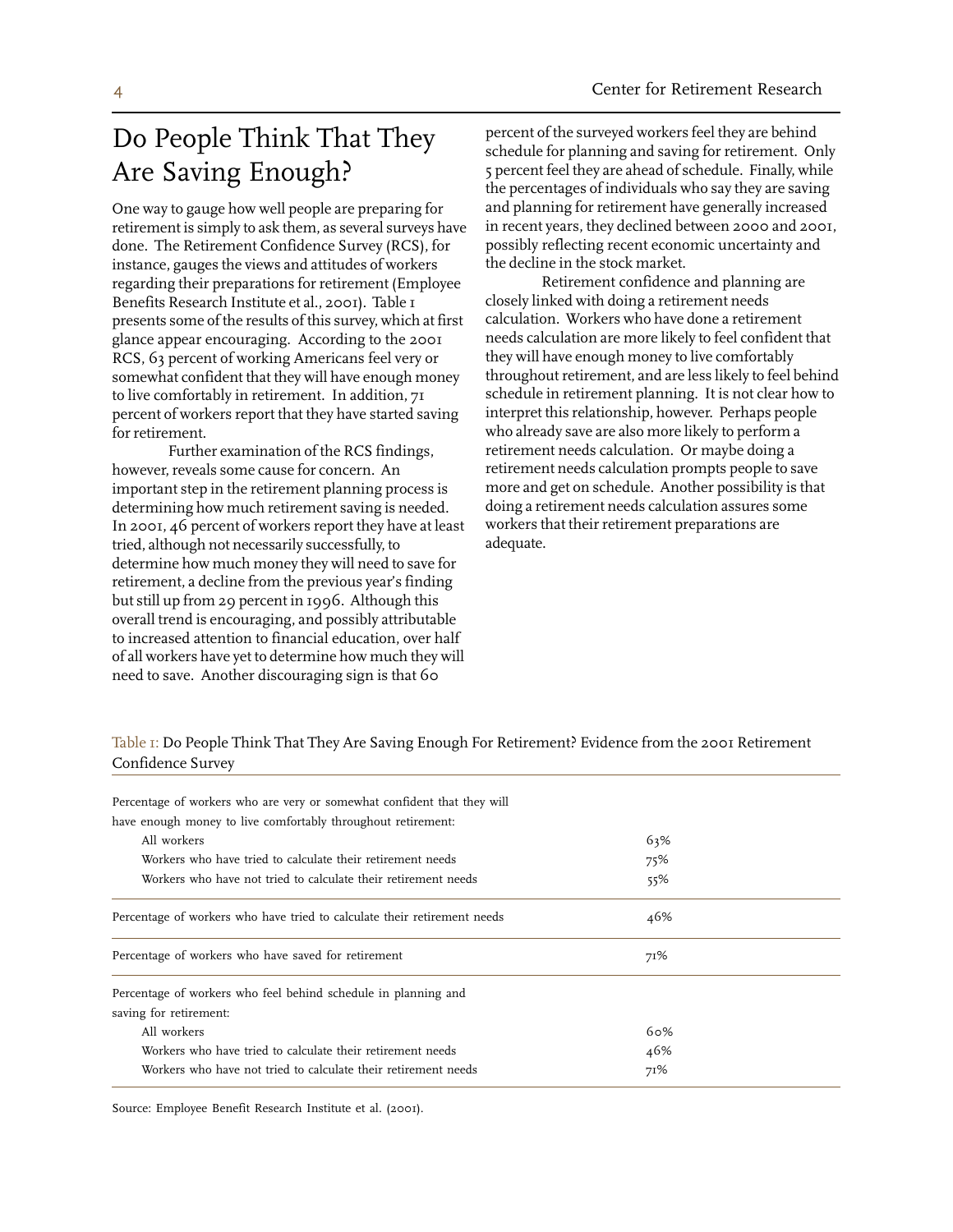## Do People Think That They Are Saving Enough?

One way to gauge how well people are preparing for retirement is simply to ask them, as several surveys have done. The Retirement Confidence Survey (RCS), for instance, gauges the views and attitudes of workers regarding their preparations for retirement (Employee Benefits Research Institute et al., 2001). Table 1 presents some of the results of this survey, which at first glance appear encouraging. According to the 2001 RCS, 63 percent of working Americans feel very or somewhat confident that they will have enough money to live comfortably in retirement. In addition, 71 percent of workers report that they have started saving for retirement.

Further examination of the RCS findings, however, reveals some cause for concern. An important step in the retirement planning process is determining how much retirement saving is needed. In 2001, 46 percent of workers report they have at least tried, although not necessarily successfully, to determine how much money they will need to save for retirement, a decline from the previous year's finding but still up from 29 percent in 1996. Although this overall trend is encouraging, and possibly attributable to increased attention to financial education, over half of all workers have yet to determine how much they will need to save. Another discouraging sign is that 60 percent of the surveyed workers feel they are behind schedule for planning and saving for retirement. Only 5 percent feel they are ahead of schedule. Finally, while the percentages of individuals who say they are saving and planning for retirement have generally increased in recent years, they declined between 2000 and 2001, possibly reflecting recent economic uncertainty and the decline in the stock market.

Retirement confidence and planning are closely linked with doing a retirement needs calculation. Workers who have done a retirement needs calculation are more likely to feel confident that they will have enough money to live comfortably throughout retirement, and are less likely to feel behind schedule in retirement planning. It is not clear how to interpret this relationship, however. Perhaps people who already save are also more likely to perform a retirement needs calculation. Or maybe doing a retirement needs calculation prompts people to save more and get on schedule. Another possibility is that doing a retirement needs calculation assures some workers that their retirement preparations are adequate.

Table 1: Do People Think That They Are Saving Enough For Retirement? Evidence from the 2001 Retirement Confidence Survey

| | |
|---|---|
| Percentage of workers who are very or somewhat confident that they will have enough money to live comfortably throughout retirement: | |
| All workers | 63% |
| Workers who have tried to calculate their retirement needs | 75% |
| Workers who have not tried to calculate their retirement needs | 55% |
| Percentage of workers who have tried to calculate their retirement needs | 46% |
| Percentage of workers who have saved for retirement | 71% |
| Percentage of workers who feel behind schedule in planning and saving for retirement: | |
| All workers | 60% |
| Workers who have tried to calculate their retirement needs | 46% |
| Workers who have not tried to calculate their retirement needs | 71% |

Source: Employee Benefit Research Institute et al. (2001).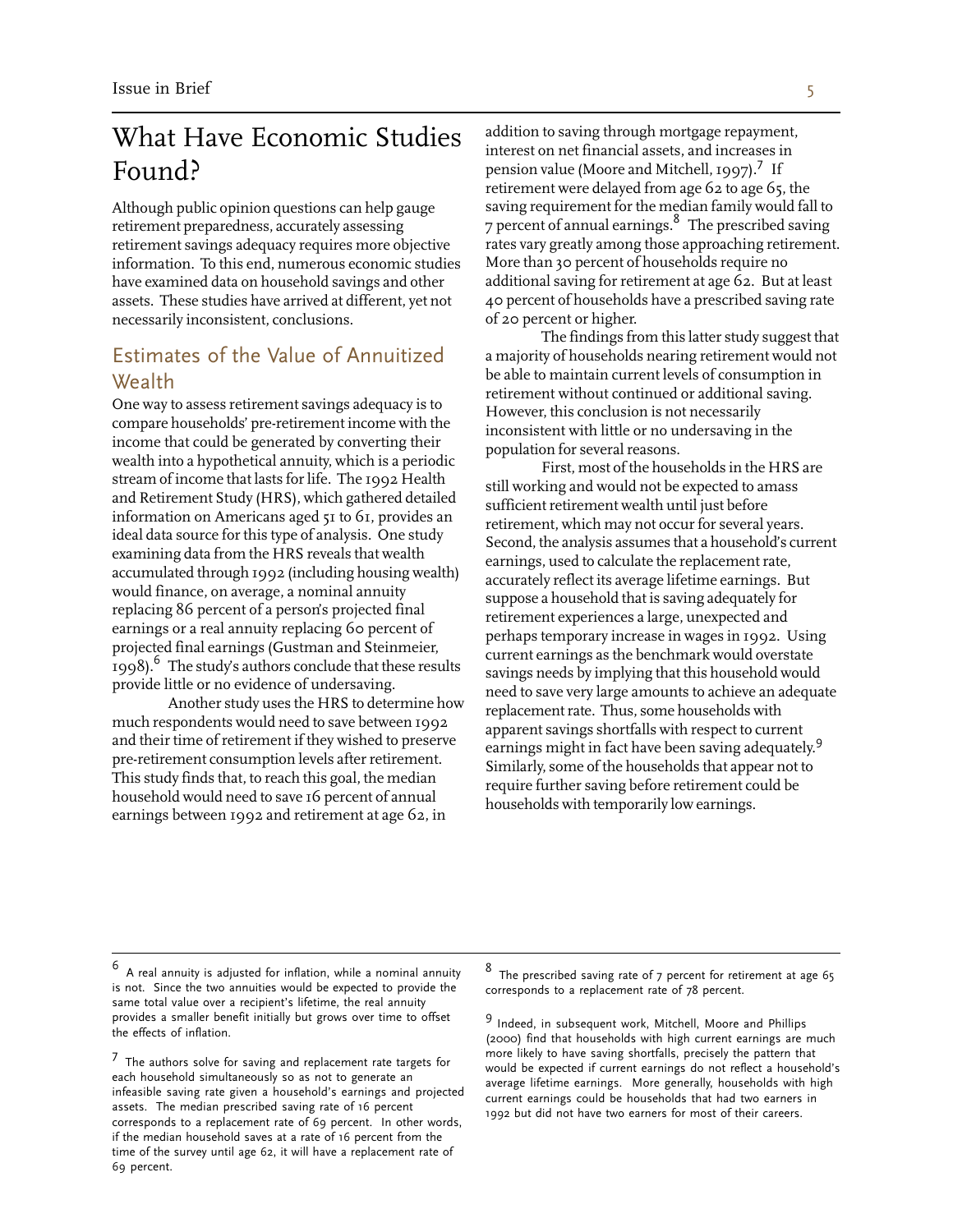# What Have Economic Studies Found?

Although public opinion questions can help gauge retirement preparedness, accurately assessing retirement savings adequacy requires more objective information. To this end, numerous economic studies have examined data on household savings and other assets. These studies have arrived at different, yet not necessarily inconsistent, conclusions.

## Estimates of the Value of Annuitized Wealth

One way to assess retirement savings adequacy is to compare households' pre-retirement income with the income that could be generated by converting their wealth into a hypothetical annuity, which is a periodic stream of income that lasts for life. The 1992 Health and Retirement Study (HRS), which gathered detailed information on Americans aged 51 to 61, provides an ideal data source for this type of analysis. One study examining data from the HRS reveals that wealth accumulated through 1992 (including housing wealth) would finance, on average, a nominal annuity replacing 86 percent of a person's projected final earnings or a real annuity replacing 60 percent of projected final earnings (Gustman and Steinmeier, 1998).[6] The study's authors conclude that these results provide little or no evidence of undersaving.

Another study uses the HRS to determine how much respondents would need to save between 1992 and their time of retirement if they wished to preserve pre-retirement consumption levels after retirement. This study finds that, to reach this goal, the median household would need to save 16 percent of annual earnings between 1992 and retirement at age 62, in addition to saving through mortgage repayment, interest on net financial assets, and increases in pension value (Moore and Mitchell, 1997).[7] If retirement were delayed from age 62 to age 65, the saving requirement for the median family would fall to 7 percent of annual earnings.[8] The prescribed saving rates vary greatly among those approaching retirement. More than 30 percent of households require no additional saving for retirement at age 62. But at least 40 percent of households have a prescribed saving rate of 20 percent or higher.

The findings from this latter study suggest that a majority of households nearing retirement would not be able to maintain current levels of consumption in retirement without continued or additional saving. However, this conclusion is not necessarily inconsistent with little or no undersaving in the population for several reasons.

First, most of the households in the HRS are still working and would not be expected to amass sufficient retirement wealth until just before retirement, which may not occur for several years. Second, the analysis assumes that a household's current earnings, used to calculate the replacement rate, accurately reflect its average lifetime earnings. But suppose a household that is saving adequately for retirement experiences a large, unexpected and perhaps temporary increase in wages in 1992. Using current earnings as the benchmark would overstate savings needs by implying that this household would need to save very large amounts to achieve an adequate replacement rate. Thus, some households with apparent savings shortfalls with respect to current earnings might in fact have been saving adequately.[9] Similarly, some of the households that appear not to require further saving before retirement could be households with temporarily low earnings.

---

[6] A real annuity is adjusted for inflation, while a nominal annuity is not. Since the two annuities would be expected to provide the same total value over a recipient's lifetime, the real annuity provides a smaller benefit initially but grows over time to offset the effects of inflation.

[7] The authors solve for saving and replacement rate targets for each household simultaneously so as not to generate an infeasible saving rate given a household's earnings and projected assets. The median prescribed saving rate of 16 percent corresponds to a replacement rate of 69 percent. In other words, if the median household saves at a rate of 16 percent from the time of the survey until age 62, it will have a replacement rate of 69 percent.

[8] The prescribed saving rate of 7 percent for retirement at age 65 corresponds to a replacement rate of 78 percent.

[9] Indeed, in subsequent work, Mitchell, Moore and Phillips (2000) find that households with high current earnings are much more likely to have saving shortfalls, precisely the pattern that would be expected if current earnings do not reflect a household's average lifetime earnings. More generally, households with high current earnings could be households that had two earners in 1992 but did not have two earners for most of their careers.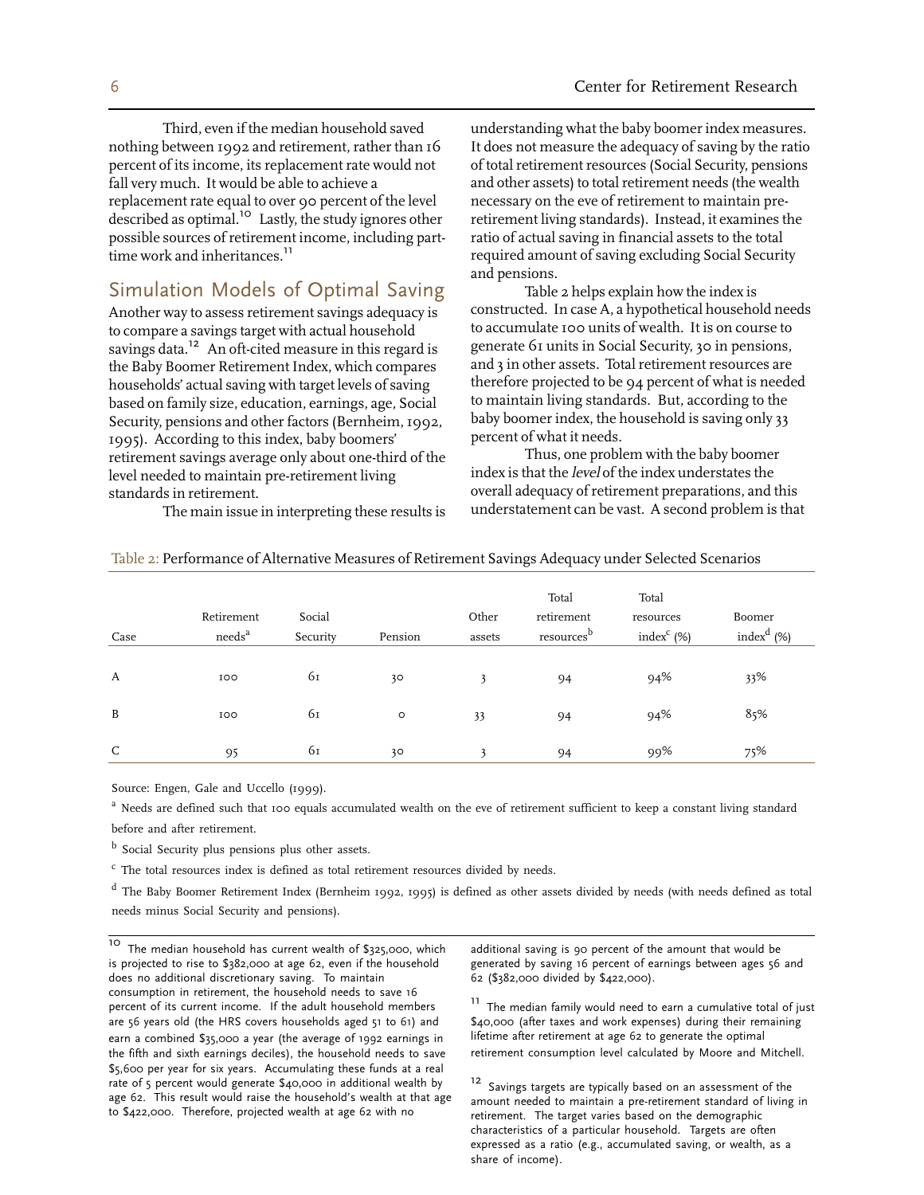Third, even if the median household saved nothing between 1992 and retirement, rather than 16 percent of its income, its replacement rate would not fall very much. It would be able to achieve a replacement rate equal to over 90 percent of the level described as optimal.[10] Lastly, the study ignores other possible sources of retirement income, including part-time work and inheritances.[11]

## Simulation Models of Optimal Saving

Another way to assess retirement savings adequacy is to compare a savings target with actual household savings data.[12] An oft-cited measure in this regard is the Baby Boomer Retirement Index, which compares households' actual saving with target levels of saving based on family size, education, earnings, age, Social Security, pensions and other factors (Bernheim, 1992, 1995). According to this index, baby boomers' retirement savings average only about one-third of the level needed to maintain pre-retirement living standards in retirement.

The main issue in interpreting these results is understanding what the baby boomer index measures. It does not measure the adequacy of saving by the ratio of total retirement resources (Social Security, pensions and other assets) to total retirement needs (the wealth necessary on the eve of retirement to maintain pre-retirement living standards). Instead, it examines the ratio of actual saving in financial assets to the total required amount of saving excluding Social Security and pensions.

Table 2 helps explain how the index is constructed. In case A, a hypothetical household needs to accumulate 100 units of wealth. It is on course to generate 61 units in Social Security, 30 in pensions, and 3 in other assets. Total retirement resources are therefore projected to be 94 percent of what is needed to maintain living standards. But, according to the baby boomer index, the household is saving only 33 percent of what it needs.

Thus, one problem with the baby boomer index is that the *level* of the index understates the overall adequacy of retirement preparations, and this understatement can be vast. A second problem is that

Table 2: Performance of Alternative Measures of Retirement Savings Adequacy under Selected Scenarios

| Case | Retirement needs[a] | Social Security | Pension | Other assets | Total retirement resources[b] | Total resources index[c] (%) | Boomer index[d] (%) |
|---|---|---|---|---|---|---|---|
| A | 100 | 61 | 30 | 3 | 94 | 94% | 33% |
| B | 100 | 61 | 0 | 33 | 94 | 94% | 85% |
| C | 95 | 61 | 30 | 3 | 94 | 99% | 75% |

Source: Engen, Gale and Uccello (1999).

[a] Needs are defined such that 100 equals accumulated wealth on the eve of retirement sufficient to keep a constant living standard before and after retirement.

[b] Social Security plus pensions plus other assets.

[c] The total resources index is defined as total retirement resources divided by needs.

[d] The Baby Boomer Retirement Index (Bernheim 1992, 1995) is defined as other assets divided by needs (with needs defined as total needs minus Social Security and pensions).

[10] The median household has current wealth of $325,000, which is projected to rise to $382,000 at age 62, even if the household does no additional discretionary saving. To maintain consumption in retirement, the household needs to save 16 percent of its current income. If the adult household members are 56 years old (the HRS covers households aged 51 to 61) and earn a combined $35,000 a year (the average of 1992 earnings in the fifth and sixth earnings deciles), the household needs to save $5,600 per year for six years. Accumulating these funds at a real rate of 5 percent would generate $40,000 in additional wealth by age 62. This result would raise the household's wealth at that age to $422,000. Therefore, projected wealth at age 62 with no additional saving is 90 percent of the amount that would be generated by saving 16 percent of earnings between ages 56 and 62 ($382,000 divided by $422,000).

[11] The median family would need to earn a cumulative total of just $40,000 (after taxes and work expenses) during their remaining lifetime after retirement at age 62 to generate the optimal retirement consumption level calculated by Moore and Mitchell.

[12] Savings targets are typically based on an assessment of the amount needed to maintain a pre-retirement standard of living in retirement. The target varies based on the demographic characteristics of a particular household. Targets are often expressed as a ratio (e.g., accumulated saving, or wealth, as a share of income).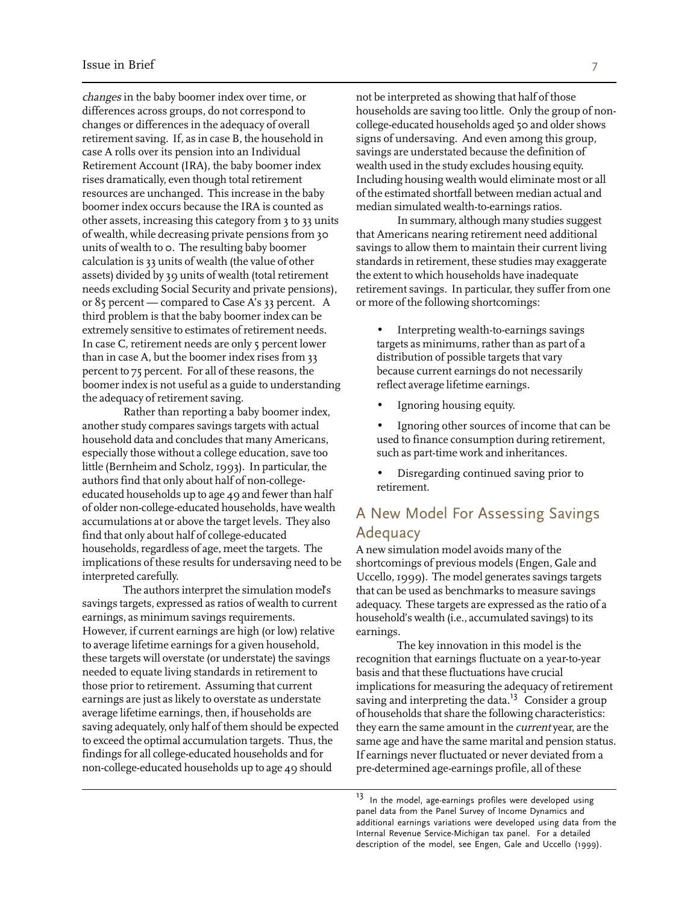*changes* in the baby boomer index over time, or differences across groups, do not correspond to changes or differences in the adequacy of overall retirement saving. If, as in case B, the household in case A rolls over its pension into an Individual Retirement Account (IRA), the baby boomer index rises dramatically, even though total retirement resources are unchanged. This increase in the baby boomer index occurs because the IRA is counted as other assets, increasing this category from 3 to 33 units of wealth, while decreasing private pensions from 30 units of wealth to 0. The resulting baby boomer calculation is 33 units of wealth (the value of other assets) divided by 39 units of wealth (total retirement needs excluding Social Security and private pensions), or 85 percent — compared to Case A's 33 percent. A third problem is that the baby boomer index can be extremely sensitive to estimates of retirement needs. In case C, retirement needs are only 5 percent lower than in case A, but the boomer index rises from 33 percent to 75 percent. For all of these reasons, the boomer index is not useful as a guide to understanding the adequacy of retirement saving.

Rather than reporting a baby boomer index, another study compares savings targets with actual household data and concludes that many Americans, especially those without a college education, save too little (Bernheim and Scholz, 1993). In particular, the authors find that only about half of non-college-educated households up to age 49 and fewer than half of older non-college-educated households, have wealth accumulations at or above the target levels. They also find that only about half of college-educated households, regardless of age, meet the targets. The implications of these results for undersaving need to be interpreted carefully.

The authors interpret the simulation model's savings targets, expressed as ratios of wealth to current earnings, as minimum savings requirements. However, if current earnings are high (or low) relative to average lifetime earnings for a given household, these targets will overstate (or understate) the savings needed to equate living standards in retirement to those prior to retirement. Assuming that current earnings are just as likely to overstate as understate average lifetime earnings, then, if households are saving adequately, only half of them should be expected to exceed the optimal accumulation targets. Thus, the findings for all college-educated households and for non-college-educated households up to age 49 should not be interpreted as showing that half of those households are saving too little. Only the group of non-college-educated households aged 50 and older shows signs of undersaving. And even among this group, savings are understated because the definition of wealth used in the study excludes housing equity. Including housing wealth would eliminate most or all of the estimated shortfall between median actual and median simulated wealth-to-earnings ratios.

In summary, although many studies suggest that Americans nearing retirement need additional savings to allow them to maintain their current living standards in retirement, these studies may exaggerate the extent to which households have inadequate retirement savings. In particular, they suffer from one or more of the following shortcomings:

- Interpreting wealth-to-earnings savings targets as minimums, rather than as part of a distribution of possible targets that vary because current earnings do not necessarily reflect average lifetime earnings.
- Ignoring housing equity.
- Ignoring other sources of income that can be used to finance consumption during retirement, such as part-time work and inheritances.
- Disregarding continued saving prior to retirement.

## A New Model For Assessing Savings Adequacy

A new simulation model avoids many of the shortcomings of previous models (Engen, Gale and Uccello, 1999). The model generates savings targets that can be used as benchmarks to measure savings adequacy. These targets are expressed as the ratio of a household's wealth (i.e., accumulated savings) to its earnings.

The key innovation in this model is the recognition that earnings fluctuate on a year-to-year basis and that these fluctuations have crucial implications for measuring the adequacy of retirement saving and interpreting the data.[13] Consider a group of households that share the following characteristics: they earn the same amount in the *current* year, are the same age and have the same marital and pension status. If earnings never fluctuated or never deviated from a pre-determined age-earnings profile, all of these

[13] In the model, age-earnings profiles were developed using panel data from the Panel Survey of Income Dynamics and additional earnings variations were developed using data from the Internal Revenue Service-Michigan tax panel. For a detailed description of the model, see Engen, Gale and Uccello (1999).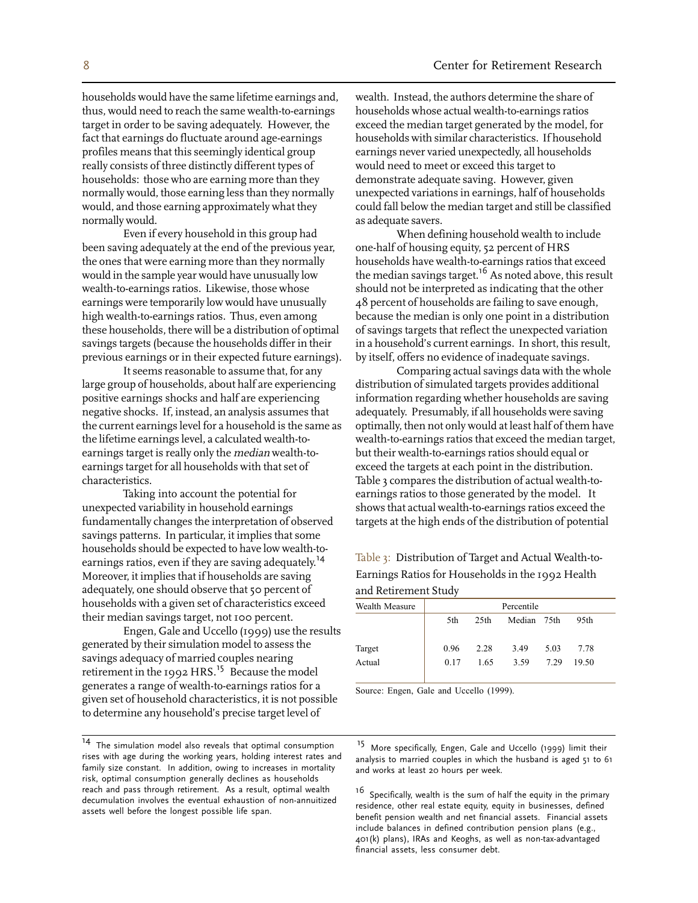households would have the same lifetime earnings and, thus, would need to reach the same wealth-to-earnings target in order to be saving adequately. However, the fact that earnings do fluctuate around age-earnings profiles means that this seemingly identical group really consists of three distinctly different types of households: those who are earning more than they normally would, those earning less than they normally would, and those earning approximately what they normally would.

Even if every household in this group had been saving adequately at the end of the previous year, the ones that were earning more than they normally would in the sample year would have unusually low wealth-to-earnings ratios. Likewise, those whose earnings were temporarily low would have unusually high wealth-to-earnings ratios. Thus, even among these households, there will be a distribution of optimal savings targets (because the households differ in their previous earnings or in their expected future earnings).

It seems reasonable to assume that, for any large group of households, about half are experiencing positive earnings shocks and half are experiencing negative shocks. If, instead, an analysis assumes that the current earnings level for a household is the same as the lifetime earnings level, a calculated wealth-to-earnings target is really only the *median* wealth-to-earnings target for all households with that set of characteristics.

Taking into account the potential for unexpected variability in household earnings fundamentally changes the interpretation of observed savings patterns. In particular, it implies that some households should be expected to have low wealth-to-earnings ratios, even if they are saving adequately.[14] Moreover, it implies that if households are saving adequately, one should observe that 50 percent of households with a given set of characteristics exceed their median savings target, not 100 percent.

Engen, Gale and Uccello (1999) use the results generated by their simulation model to assess the savings adequacy of married couples nearing retirement in the 1992 HRS.[15] Because the model generates a range of wealth-to-earnings ratios for a given set of household characteristics, it is not possible to determine any household's precise target level of wealth. Instead, the authors determine the share of households whose actual wealth-to-earnings ratios exceed the median target generated by the model, for households with similar characteristics. If household earnings never varied unexpectedly, all households would need to meet or exceed this target to demonstrate adequate saving. However, given unexpected variations in earnings, half of households could fall below the median target and still be classified as adequate savers.

When defining household wealth to include one-half of housing equity, 52 percent of HRS households have wealth-to-earnings ratios that exceed the median savings target.[16] As noted above, this result should not be interpreted as indicating that the other 48 percent of households are failing to save enough, because the median is only one point in a distribution of savings targets that reflect the unexpected variation in a household's current earnings. In short, this result, by itself, offers no evidence of inadequate savings.

Comparing actual savings data with the whole distribution of simulated targets provides additional information regarding whether households are saving adequately. Presumably, if all households were saving optimally, then not only would at least half of them have wealth-to-earnings ratios that exceed the median target, but their wealth-to-earnings ratios should equal or exceed the targets at each point in the distribution. Table 3 compares the distribution of actual wealth-to-earnings ratios to those generated by the model. It shows that actual wealth-to-earnings ratios exceed the targets at the high ends of the distribution of potential

Table 3: Distribution of Target and Actual Wealth-to-Earnings Ratios for Households in the 1992 Health and Retirement Study

| Wealth Measure | Percentile | | | | |
|---|---|---|---|---|---|
| | 5th | 25th | Median | 75th | 95th |
| Target | 0.96 | 2.28 | 3.49 | 5.03 | 7.78 |
| Actual | 0.17 | 1.65 | 3.59 | 7.29 | 19.50 |

Source: Engen, Gale and Uccello (1999).

---

[14] The simulation model also reveals that optimal consumption rises with age during the working years, holding interest rates and family size constant. In addition, owing to increases in mortality risk, optimal consumption generally declines as households reach and pass through retirement. As a result, optimal wealth decumulation involves the eventual exhaustion of non-annuitized assets well before the longest possible life span.

[15] More specifically, Engen, Gale and Uccello (1999) limit their analysis to married couples in which the husband is aged 51 to 61 and works at least 20 hours per week.

[16] Specifically, wealth is the sum of half the equity in the primary residence, other real estate equity, equity in businesses, defined benefit pension wealth and net financial assets. Financial assets include balances in defined contribution pension plans (e.g., 401(k) plans), IRAs and Keoghs, as well as non-tax-advantaged financial assets, less consumer debt.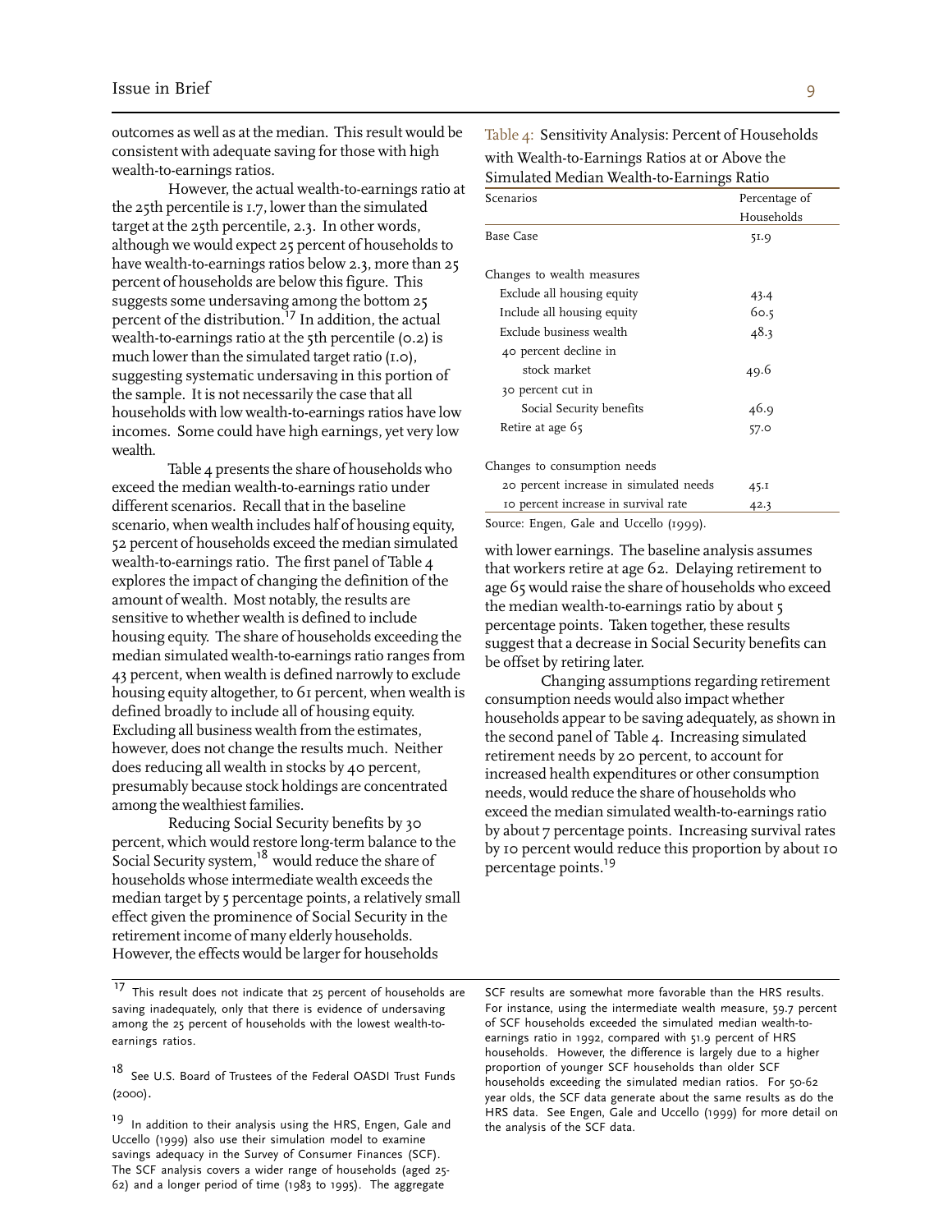outcomes as well as at the median. This result would be consistent with adequate saving for those with high wealth-to-earnings ratios.

However, the actual wealth-to-earnings ratio at the 25th percentile is 1.7, lower than the simulated target at the 25th percentile, 2.3. In other words, although we would expect 25 percent of households to have wealth-to-earnings ratios below 2.3, more than 25 percent of households are below this figure. This suggests some undersaving among the bottom 25 percent of the distribution.[17] In addition, the actual wealth-to-earnings ratio at the 5th percentile (0.2) is much lower than the simulated target ratio (1.0), suggesting systematic undersaving in this portion of the sample. It is not necessarily the case that all households with low wealth-to-earnings ratios have low incomes. Some could have high earnings, yet very low wealth.

Table 4 presents the share of households who exceed the median wealth-to-earnings ratio under different scenarios. Recall that in the baseline scenario, when wealth includes half of housing equity, 52 percent of households exceed the median simulated wealth-to-earnings ratio. The first panel of Table 4 explores the impact of changing the definition of the amount of wealth. Most notably, the results are sensitive to whether wealth is defined to include housing equity. The share of households exceeding the median simulated wealth-to-earnings ratio ranges from 43 percent, when wealth is defined narrowly to exclude housing equity altogether, to 61 percent, when wealth is defined broadly to include all of housing equity. Excluding all business wealth from the estimates, however, does not change the results much. Neither does reducing all wealth in stocks by 40 percent, presumably because stock holdings are concentrated among the wealthiest families.

Reducing Social Security benefits by 30 percent, which would restore long-term balance to the Social Security system,[18] would reduce the share of households whose intermediate wealth exceeds the median target by 5 percentage points, a relatively small effect given the prominence of Social Security in the retirement income of many elderly households. However, the effects would be larger for households with lower earnings. The baseline analysis assumes that workers retire at age 62. Delaying retirement to age 65 would raise the share of households who exceed the median wealth-to-earnings ratio by about 5 percentage points. Taken together, these results suggest that a decrease in Social Security benefits can be offset by retiring later.

Changing assumptions regarding retirement consumption needs would also impact whether households appear to be saving adequately, as shown in the second panel of Table 4. Increasing simulated retirement needs by 20 percent, to account for increased health expenditures or other consumption needs, would reduce the share of households who exceed the median simulated wealth-to-earnings ratio by about 7 percentage points. Increasing survival rates by 10 percent would reduce this proportion by about 10 percentage points.[19]

Table 4: Sensitivity Analysis: Percent of Households with Wealth-to-Earnings Ratios at or Above the Simulated Median Wealth-to-Earnings Ratio

| Scenarios | Percentage of Households |
|---|---|
| Base Case | 51.9 |
| | |
| Changes to wealth measures | |
| Exclude all housing equity | 43.4 |
| Include all housing equity | 60.5 |
| Exclude business wealth | 48.3 |
| 40 percent decline in stock market | 49.6 |
| 30 percent cut in Social Security benefits | 46.9 |
| Retire at age 65 | 57.0 |
| | |
| Changes to consumption needs | |
| 20 percent increase in simulated needs | 45.1 |
| 10 percent increase in survival rate | 42.3 |

Source: Engen, Gale and Uccello (1999).

---

[17] This result does not indicate that 25 percent of households are saving inadequately, only that there is evidence of undersaving among the 25 percent of households with the lowest wealth-to-earnings ratios.

[18] See U.S. Board of Trustees of the Federal OASDI Trust Funds (2000).

[19] In addition to their analysis using the HRS, Engen, Gale and Uccello (1999) also use their simulation model to examine savings adequacy in the Survey of Consumer Finances (SCF). The SCF analysis covers a wider range of households (aged 25-62) and a longer period of time (1983 to 1995). The aggregate SCF results are somewhat more favorable than the HRS results. For instance, using the intermediate wealth measure, 59.7 percent of SCF households exceeded the simulated median wealth-to-earnings ratio in 1992, compared with 51.9 percent of HRS households. However, the difference is largely due to a higher proportion of younger SCF households than older SCF households exceeding the simulated median ratios. For 50-62 year olds, the SCF data generate about the same results as do the HRS data. See Engen, Gale and Uccello (1999) for more detail on the analysis of the SCF data.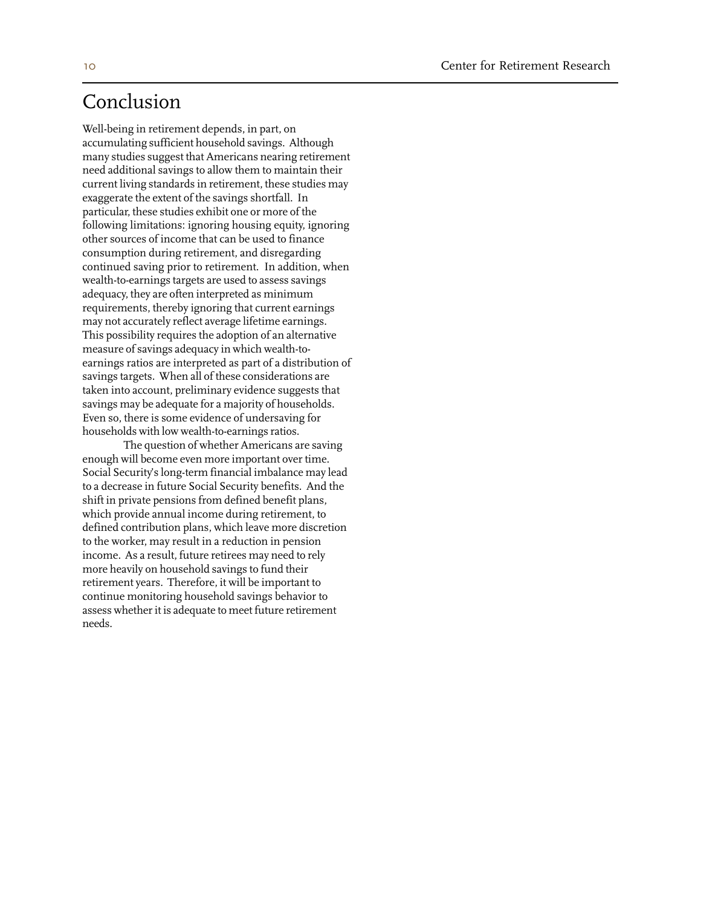# Conclusion

Well-being in retirement depends, in part, on accumulating sufficient household savings. Although many studies suggest that Americans nearing retirement need additional savings to allow them to maintain their current living standards in retirement, these studies may exaggerate the extent of the savings shortfall. In particular, these studies exhibit one or more of the following limitations: ignoring housing equity, ignoring other sources of income that can be used to finance consumption during retirement, and disregarding continued saving prior to retirement. In addition, when wealth-to-earnings targets are used to assess savings adequacy, they are often interpreted as minimum requirements, thereby ignoring that current earnings may not accurately reflect average lifetime earnings. This possibility requires the adoption of an alternative measure of savings adequacy in which wealth-to-earnings ratios are interpreted as part of a distribution of savings targets. When all of these considerations are taken into account, preliminary evidence suggests that savings may be adequate for a majority of households. Even so, there is some evidence of undersaving for households with low wealth-to-earnings ratios.

The question of whether Americans are saving enough will become even more important over time. Social Security's long-term financial imbalance may lead to a decrease in future Social Security benefits. And the shift in private pensions from defined benefit plans, which provide annual income during retirement, to defined contribution plans, which leave more discretion to the worker, may result in a reduction in pension income. As a result, future retirees may need to rely more heavily on household savings to fund their retirement years. Therefore, it will be important to continue monitoring household savings behavior to assess whether it is adequate to meet future retirement needs.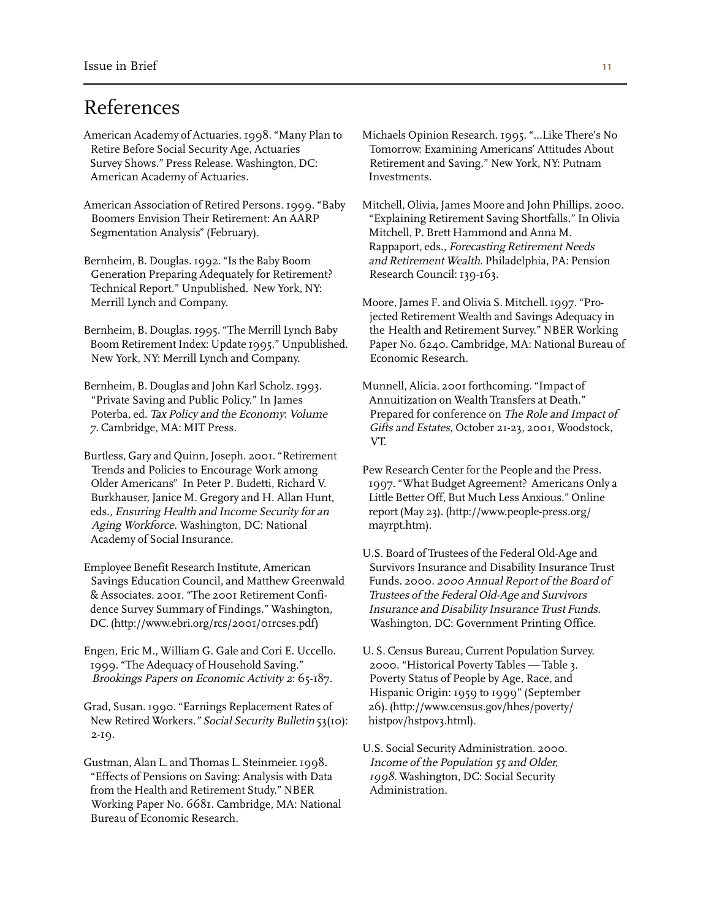# References

American Academy of Actuaries. 1998. "Many Plan to Retire Before Social Security Age, Actuaries Survey Shows." Press Release. Washington, DC: American Academy of Actuaries.

American Association of Retired Persons. 1999. "Baby Boomers Envision Their Retirement: An AARP Segmentation Analysis" (February).

Bernheim, B. Douglas. 1992. "Is the Baby Boom Generation Preparing Adequately for Retirement? Technical Report." Unpublished. New York, NY: Merrill Lynch and Company.

Bernheim, B. Douglas. 1995. "The Merrill Lynch Baby Boom Retirement Index: Update 1995." Unpublished. New York, NY: Merrill Lynch and Company.

Bernheim, B. Douglas and John Karl Scholz. 1993. "Private Saving and Public Policy." In James Poterba, ed. *Tax Policy and the Economy: Volume 7*. Cambridge, MA: MIT Press.

Burtless, Gary and Quinn, Joseph. 2001. "Retirement Trends and Policies to Encourage Work among Older Americans" In Peter P. Budetti, Richard V. Burkhauser, Janice M. Gregory and H. Allan Hunt, eds., *Ensuring Health and Income Security for an Aging Workforce*. Washington, DC: National Academy of Social Insurance.

Employee Benefit Research Institute, American Savings Education Council, and Matthew Greenwald & Associates. 2001. "The 2001 Retirement Confidence Survey Summary of Findings." Washington, DC. (http://www.ebri.org/rcs/2001/01rcses.pdf)

Engen, Eric M., William G. Gale and Cori E. Uccello. 1999. "The Adequacy of Household Saving." *Brookings Papers on Economic Activity 2*: 65-187.

Grad, Susan. 1990. "Earnings Replacement Rates of New Retired Workers." *Social Security Bulletin* 53(10): 2-19.

Gustman, Alan L. and Thomas L. Steinmeier. 1998. "Effects of Pensions on Saving: Analysis with Data from the Health and Retirement Study." NBER Working Paper No. 6681. Cambridge, MA: National Bureau of Economic Research.

Michaels Opinion Research. 1995. "...Like There's No Tomorrow: Examining Americans' Attitudes About Retirement and Saving." New York, NY: Putnam Investments.

Mitchell, Olivia, James Moore and John Phillips. 2000. "Explaining Retirement Saving Shortfalls." In Olivia Mitchell, P. Brett Hammond and Anna M. Rappaport, eds., *Forecasting Retirement Needs and Retirement Wealth*. Philadelphia, PA: Pension Research Council: 139-163.

Moore, James F. and Olivia S. Mitchell. 1997. "Projected Retirement Wealth and Savings Adequacy in the Health and Retirement Survey." NBER Working Paper No. 6240. Cambridge, MA: National Bureau of Economic Research.

Munnell, Alicia. 2001 forthcoming. "Impact of Annuitization on Wealth Transfers at Death." Prepared for conference on *The Role and Impact of Gifts and Estates*, October 21-23, 2001, Woodstock, VT.

Pew Research Center for the People and the Press. 1997. "What Budget Agreement? Americans Only a Little Better Off, But Much Less Anxious." Online report (May 23). (http://www.people-press.org/mayrpt.htm).

U.S. Board of Trustees of the Federal Old-Age and Survivors Insurance and Disability Insurance Trust Funds. 2000. *2000 Annual Report of the Board of Trustees of the Federal Old-Age and Survivors Insurance and Disability Insurance Trust Funds*. Washington, DC: Government Printing Office.

U. S. Census Bureau, Current Population Survey. 2000. "Historical Poverty Tables — Table 3. Poverty Status of People by Age, Race, and Hispanic Origin: 1959 to 1999" (September 26). (http://www.census.gov/hhes/poverty/histpov/hstpov3.html).

U.S. Social Security Administration. 2000. *Income of the Population 55 and Older, 1998.* Washington, DC: Social Security Administration.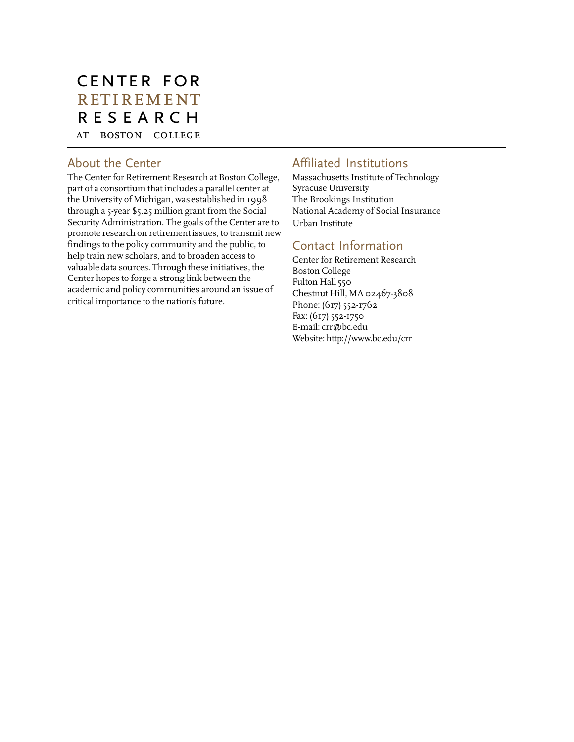# CENTER FOR RETIREMENT RESEARCH

AT BOSTON COLLEGE

## About the Center

The Center for Retirement Research at Boston College, part of a consortium that includes a parallel center at the University of Michigan, was established in 1998 through a 5-year $5.25 million grant from the Social Security Administration. The goals of the Center are to promote research on retirement issues, to transmit new findings to the policy community and the public, to help train new scholars, and to broaden access to valuable data sources. Through these initiatives, the Center hopes to forge a strong link between the academic and policy communities around an issue of critical importance to the nation's future.

## Affiliated Institutions

Massachusetts Institute of Technology
Syracuse University
The Brookings Institution
National Academy of Social Insurance
Urban Institute

## Contact Information

Center for Retirement Research
Boston College
Fulton Hall 550
Chestnut Hill, MA 02467-3808
Phone: (617) 552-1762
Fax: (617) 552-1750
E-mail: crr@bc.edu
Website: http://www.bc.edu/crr